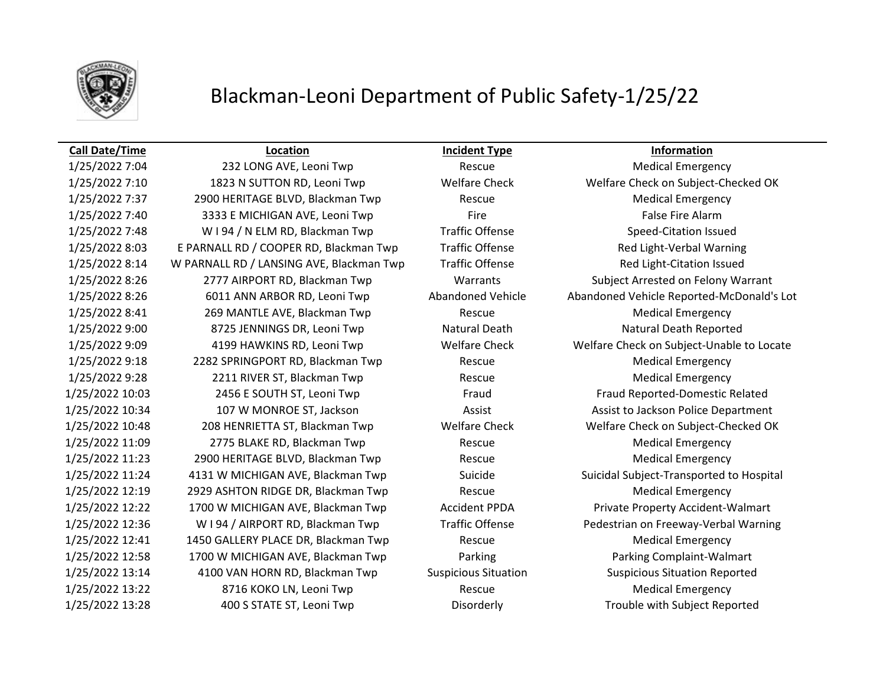# Blackman-Leoni Department of Public Safety-1/25/22

| Call Date/Time | Location | Incident Type | Information |
| --- | --- | --- | --- |
| 1/25/2022 7:04 | 232 LONG AVE, Leoni Twp | Rescue | Medical Emergency |
| 1/25/2022 7:10 | 1823 N SUTTON RD, Leoni Twp | Welfare Check | Welfare Check on Subject-Checked OK |
| 1/25/2022 7:37 | 2900 HERITAGE BLVD, Blackman Twp | Rescue | Medical Emergency |
| 1/25/2022 7:40 | 3333 E MICHIGAN AVE, Leoni Twp | Fire | False Fire Alarm |
| 1/25/2022 7:48 | W I 94 / N ELM RD, Blackman Twp | Traffic Offense | Speed-Citation Issued |
| 1/25/2022 8:03 | E PARNALL RD / COOPER RD, Blackman Twp | Traffic Offense | Red Light-Verbal Warning |
| 1/25/2022 8:14 | W PARNALL RD / LANSING AVE, Blackman Twp | Traffic Offense | Red Light-Citation Issued |
| 1/25/2022 8:26 | 2777 AIRPORT RD, Blackman Twp | Warrants | Subject Arrested on Felony Warrant |
| 1/25/2022 8:26 | 6011 ANN ARBOR RD, Leoni Twp | Abandoned Vehicle | Abandoned Vehicle Reported-McDonald's Lot |
| 1/25/2022 8:41 | 269 MANTLE AVE, Blackman Twp | Rescue | Medical Emergency |
| 1/25/2022 9:00 | 8725 JENNINGS DR, Leoni Twp | Natural Death | Natural Death Reported |
| 1/25/2022 9:09 | 4199 HAWKINS RD, Leoni Twp | Welfare Check | Welfare Check on Subject-Unable to Locate |
| 1/25/2022 9:18 | 2282 SPRINGPORT RD, Blackman Twp | Rescue | Medical Emergency |
| 1/25/2022 9:28 | 2211 RIVER ST, Blackman Twp | Rescue | Medical Emergency |
| 1/25/2022 10:03 | 2456 E SOUTH ST, Leoni Twp | Fraud | Fraud Reported-Domestic Related |
| 1/25/2022 10:34 | 107 W MONROE ST, Jackson | Assist | Assist to Jackson Police Department |
| 1/25/2022 10:48 | 208 HENRIETTA ST, Blackman Twp | Welfare Check | Welfare Check on Subject-Checked OK |
| 1/25/2022 11:09 | 2775 BLAKE RD, Blackman Twp | Rescue | Medical Emergency |
| 1/25/2022 11:23 | 2900 HERITAGE BLVD, Blackman Twp | Rescue | Medical Emergency |
| 1/25/2022 11:24 | 4131 W MICHIGAN AVE, Blackman Twp | Suicide | Suicidal Subject-Transported to Hospital |
| 1/25/2022 12:19 | 2929 ASHTON RIDGE DR, Blackman Twp | Rescue | Medical Emergency |
| 1/25/2022 12:22 | 1700 W MICHIGAN AVE, Blackman Twp | Accident PPDA | Private Property Accident-Walmart |
| 1/25/2022 12:36 | W I 94 / AIRPORT RD, Blackman Twp | Traffic Offense | Pedestrian on Freeway-Verbal Warning |
| 1/25/2022 12:41 | 1450 GALLERY PLACE DR, Blackman Twp | Rescue | Medical Emergency |
| 1/25/2022 12:58 | 1700 W MICHIGAN AVE, Blackman Twp | Parking | Parking Complaint-Walmart |
| 1/25/2022 13:14 | 4100 VAN HORN RD, Blackman Twp | Suspicious Situation | Suspicious Situation Reported |
| 1/25/2022 13:22 | 8716 KOKO LN, Leoni Twp | Rescue | Medical Emergency |
| 1/25/2022 13:28 | 400 S STATE ST, Leoni Twp | Disorderly | Trouble with Subject Reported |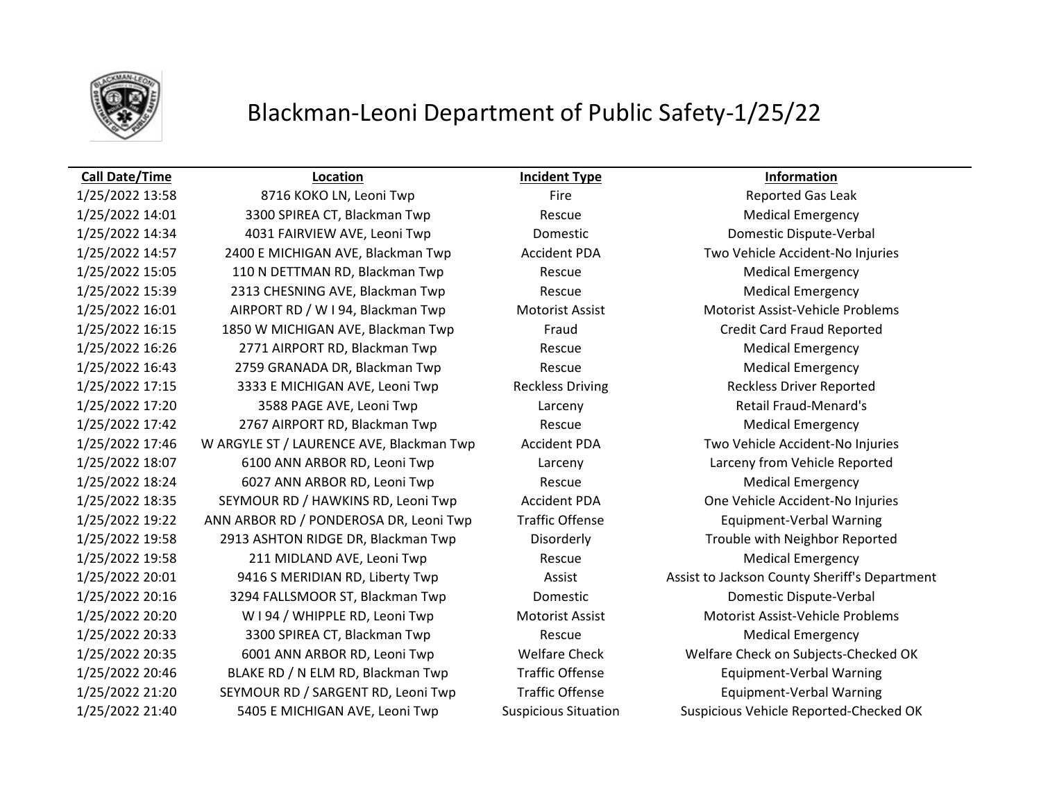# Blackman-Leoni Department of Public Safety-1/25/22

| Call Date/Time | Location | Incident Type | Information |
|---|---|---|---|
| 1/25/2022 13:58 | 8716 KOKO LN, Leoni Twp | Fire | Reported Gas Leak |
| 1/25/2022 14:01 | 3300 SPIREA CT, Blackman Twp | Rescue | Medical Emergency |
| 1/25/2022 14:34 | 4031 FAIRVIEW AVE, Leoni Twp | Domestic | Domestic Dispute-Verbal |
| 1/25/2022 14:57 | 2400 E MICHIGAN AVE, Blackman Twp | Accident PDA | Two Vehicle Accident-No Injuries |
| 1/25/2022 15:05 | 110 N DETTMAN RD, Blackman Twp | Rescue | Medical Emergency |
| 1/25/2022 15:39 | 2313 CHESNING AVE, Blackman Twp | Rescue | Medical Emergency |
| 1/25/2022 16:01 | AIRPORT RD / W I 94, Blackman Twp | Motorist Assist | Motorist Assist-Vehicle Problems |
| 1/25/2022 16:15 | 1850 W MICHIGAN AVE, Blackman Twp | Fraud | Credit Card Fraud Reported |
| 1/25/2022 16:26 | 2771 AIRPORT RD, Blackman Twp | Rescue | Medical Emergency |
| 1/25/2022 16:43 | 2759 GRANADA DR, Blackman Twp | Rescue | Medical Emergency |
| 1/25/2022 17:15 | 3333 E MICHIGAN AVE, Leoni Twp | Reckless Driving | Reckless Driver Reported |
| 1/25/2022 17:20 | 3588 PAGE AVE, Leoni Twp | Larceny | Retail Fraud-Menard's |
| 1/25/2022 17:42 | 2767 AIRPORT RD, Blackman Twp | Rescue | Medical Emergency |
| 1/25/2022 17:46 | W ARGYLE ST / LAURENCE AVE, Blackman Twp | Accident PDA | Two Vehicle Accident-No Injuries |
| 1/25/2022 18:07 | 6100 ANN ARBOR RD, Leoni Twp | Larceny | Larceny from Vehicle Reported |
| 1/25/2022 18:24 | 6027 ANN ARBOR RD, Leoni Twp | Rescue | Medical Emergency |
| 1/25/2022 18:35 | SEYMOUR RD / HAWKINS RD, Leoni Twp | Accident PDA | One Vehicle Accident-No Injuries |
| 1/25/2022 19:22 | ANN ARBOR RD / PONDEROSA DR, Leoni Twp | Traffic Offense | Equipment-Verbal Warning |
| 1/25/2022 19:58 | 2913 ASHTON RIDGE DR, Blackman Twp | Disorderly | Trouble with Neighbor Reported |
| 1/25/2022 19:58 | 211 MIDLAND AVE, Leoni Twp | Rescue | Medical Emergency |
| 1/25/2022 20:01 | 9416 S MERIDIAN RD, Liberty Twp | Assist | Assist to Jackson County Sheriff's Department |
| 1/25/2022 20:16 | 3294 FALLSMOOR ST, Blackman Twp | Domestic | Domestic Dispute-Verbal |
| 1/25/2022 20:20 | W I 94 / WHIPPLE RD, Leoni Twp | Motorist Assist | Motorist Assist-Vehicle Problems |
| 1/25/2022 20:33 | 3300 SPIREA CT, Blackman Twp | Rescue | Medical Emergency |
| 1/25/2022 20:35 | 6001 ANN ARBOR RD, Leoni Twp | Welfare Check | Welfare Check on Subjects-Checked OK |
| 1/25/2022 20:46 | BLAKE RD / N ELM RD, Blackman Twp | Traffic Offense | Equipment-Verbal Warning |
| 1/25/2022 21:20 | SEYMOUR RD / SARGENT RD, Leoni Twp | Traffic Offense | Equipment-Verbal Warning |
| 1/25/2022 21:40 | 5405 E MICHIGAN AVE, Leoni Twp | Suspicious Situation | Suspicious Vehicle Reported-Checked OK |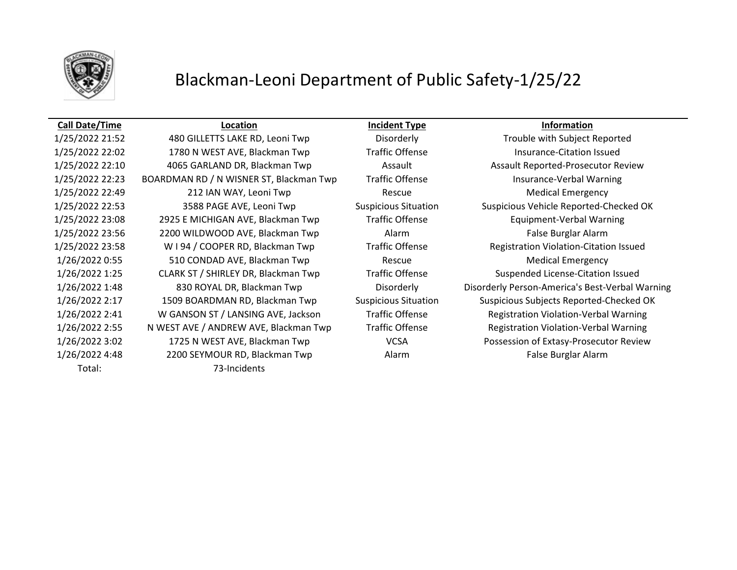# Blackman-Leoni Department of Public Safety-1/25/22

| Call Date/Time | Location | Incident Type | Information |
|---|---|---|---|
| 1/25/2022 21:52 | 480 GILLETTS LAKE RD, Leoni Twp | Disorderly | Trouble with Subject Reported |
| 1/25/2022 22:02 | 1780 N WEST AVE, Blackman Twp | Traffic Offense | Insurance-Citation Issued |
| 1/25/2022 22:10 | 4065 GARLAND DR, Blackman Twp | Assault | Assault Reported-Prosecutor Review |
| 1/25/2022 22:23 | BOARDMAN RD / N WISNER ST, Blackman Twp | Traffic Offense | Insurance-Verbal Warning |
| 1/25/2022 22:49 | 212 IAN WAY, Leoni Twp | Rescue | Medical Emergency |
| 1/25/2022 22:53 | 3588 PAGE AVE, Leoni Twp | Suspicious Situation | Suspicious Vehicle Reported-Checked OK |
| 1/25/2022 23:08 | 2925 E MICHIGAN AVE, Blackman Twp | Traffic Offense | Equipment-Verbal Warning |
| 1/25/2022 23:56 | 2200 WILDWOOD AVE, Blackman Twp | Alarm | False Burglar Alarm |
| 1/25/2022 23:58 | W I 94 / COOPER RD, Blackman Twp | Traffic Offense | Registration Violation-Citation Issued |
| 1/26/2022 0:55 | 510 CONDAD AVE, Blackman Twp | Rescue | Medical Emergency |
| 1/26/2022 1:25 | CLARK ST / SHIRLEY DR, Blackman Twp | Traffic Offense | Suspended License-Citation Issued |
| 1/26/2022 1:48 | 830 ROYAL DR, Blackman Twp | Disorderly | Disorderly Person-America's Best-Verbal Warning |
| 1/26/2022 2:17 | 1509 BOARDMAN RD, Blackman Twp | Suspicious Situation | Suspicious Subjects Reported-Checked OK |
| 1/26/2022 2:41 | W GANSON ST / LANSING AVE, Jackson | Traffic Offense | Registration Violation-Verbal Warning |
| 1/26/2022 2:55 | N WEST AVE / ANDREW AVE, Blackman Twp | Traffic Offense | Registration Violation-Verbal Warning |
| 1/26/2022 3:02 | 1725 N WEST AVE, Blackman Twp | VCSA | Possession of Extasy-Prosecutor Review |
| 1/26/2022 4:48 | 2200 SEYMOUR RD, Blackman Twp | Alarm | False Burglar Alarm |
| Total: | 73-Incidents | | |